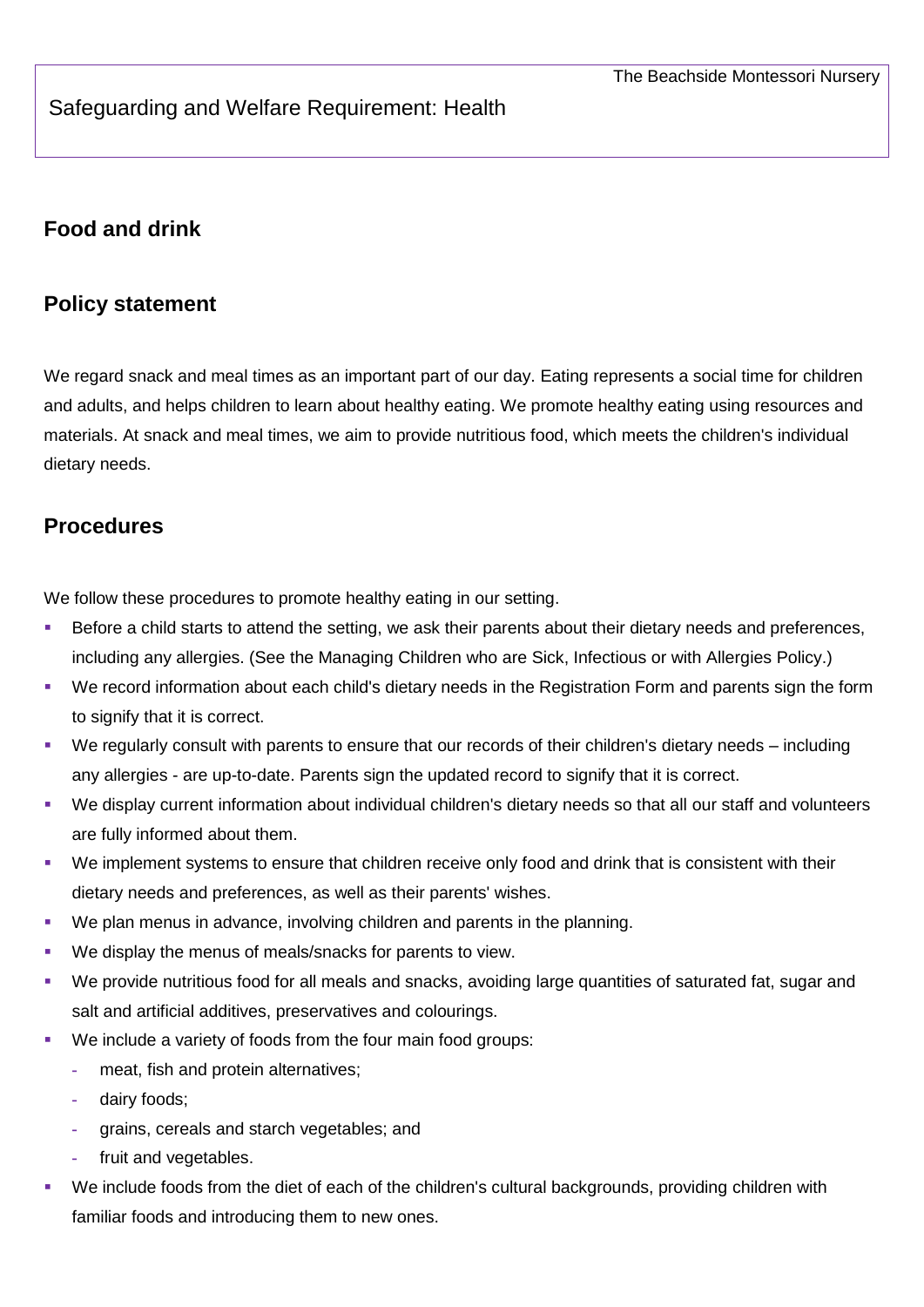Safeguarding and Welfare Requirement: Health

## Food and drink

## Policy statement

We regard snack and meal times as an important part of our day. Eating represents a social time for children and adults, and helps children to learn about healthy eating. We promote healthy eating using resources and materials. At snack and meal times, we aim to provide nutritious food, which meets the children's individual dietary needs.

## Procedures

We follow these procedures to promote healthy eating in our setting.

- Before a child starts to attend the setting, we ask their parents about their dietary needs and preferences, including any allergies. (See the Managing Children who are Sick, Infectious or with Allergies Policy.)
- We record information about each child's dietary needs in the Registration Form and parents sign the form to signify that it is correct.
- We regularly consult with parents to ensure that our records of their children's dietary needs – including any allergies - are up-to-date. Parents sign the updated record to signify that it is correct.
- We display current information about individual children's dietary needs so that all our staff and volunteers are fully informed about them.
- We implement systems to ensure that children receive only food and drink that is consistent with their dietary needs and preferences, as well as their parents' wishes.
- We plan menus in advance, involving children and parents in the planning.
- We display the menus of meals/snacks for parents to view.
- We provide nutritious food for all meals and snacks, avoiding large quantities of saturated fat, sugar and salt and artificial additives, preservatives and colourings.
- We include a variety of foods from the four main food groups:
  - meat, fish and protein alternatives;
  - dairy foods;
  - grains, cereals and starch vegetables; and
  - fruit and vegetables.
- We include foods from the diet of each of the children's cultural backgrounds, providing children with familiar foods and introducing them to new ones.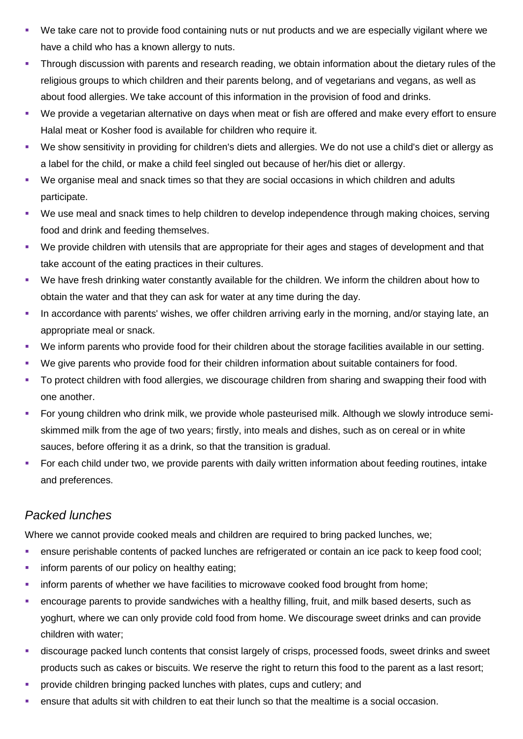- We take care not to provide food containing nuts or nut products and we are especially vigilant where we have a child who has a known allergy to nuts.
- Through discussion with parents and research reading, we obtain information about the dietary rules of the religious groups to which children and their parents belong, and of vegetarians and vegans, as well as about food allergies. We take account of this information in the provision of food and drinks.
- We provide a vegetarian alternative on days when meat or fish are offered and make every effort to ensure Halal meat or Kosher food is available for children who require it.
- We show sensitivity in providing for children's diets and allergies. We do not use a child's diet or allergy as a label for the child, or make a child feel singled out because of her/his diet or allergy.
- We organise meal and snack times so that they are social occasions in which children and adults participate.
- We use meal and snack times to help children to develop independence through making choices, serving food and drink and feeding themselves.
- We provide children with utensils that are appropriate for their ages and stages of development and that take account of the eating practices in their cultures.
- We have fresh drinking water constantly available for the children. We inform the children about how to obtain the water and that they can ask for water at any time during the day.
- In accordance with parents' wishes, we offer children arriving early in the morning, and/or staying late, an appropriate meal or snack.
- We inform parents who provide food for their children about the storage facilities available in our setting.
- We give parents who provide food for their children information about suitable containers for food.
- To protect children with food allergies, we discourage children from sharing and swapping their food with one another.
- For young children who drink milk, we provide whole pasteurised milk. Although we slowly introduce semi-skimmed milk from the age of two years; firstly, into meals and dishes, such as on cereal or in white sauces, before offering it as a drink, so that the transition is gradual.
- For each child under two, we provide parents with daily written information about feeding routines, intake and preferences.

## *Packed lunches*

Where we cannot provide cooked meals and children are required to bring packed lunches, we;

- ensure perishable contents of packed lunches are refrigerated or contain an ice pack to keep food cool;
- inform parents of our policy on healthy eating;
- inform parents of whether we have facilities to microwave cooked food brought from home;
- encourage parents to provide sandwiches with a healthy filling, fruit, and milk based deserts, such as yoghurt, where we can only provide cold food from home. We discourage sweet drinks and can provide children with water;
- discourage packed lunch contents that consist largely of crisps, processed foods, sweet drinks and sweet products such as cakes or biscuits. We reserve the right to return this food to the parent as a last resort;
- provide children bringing packed lunches with plates, cups and cutlery; and
- ensure that adults sit with children to eat their lunch so that the mealtime is a social occasion.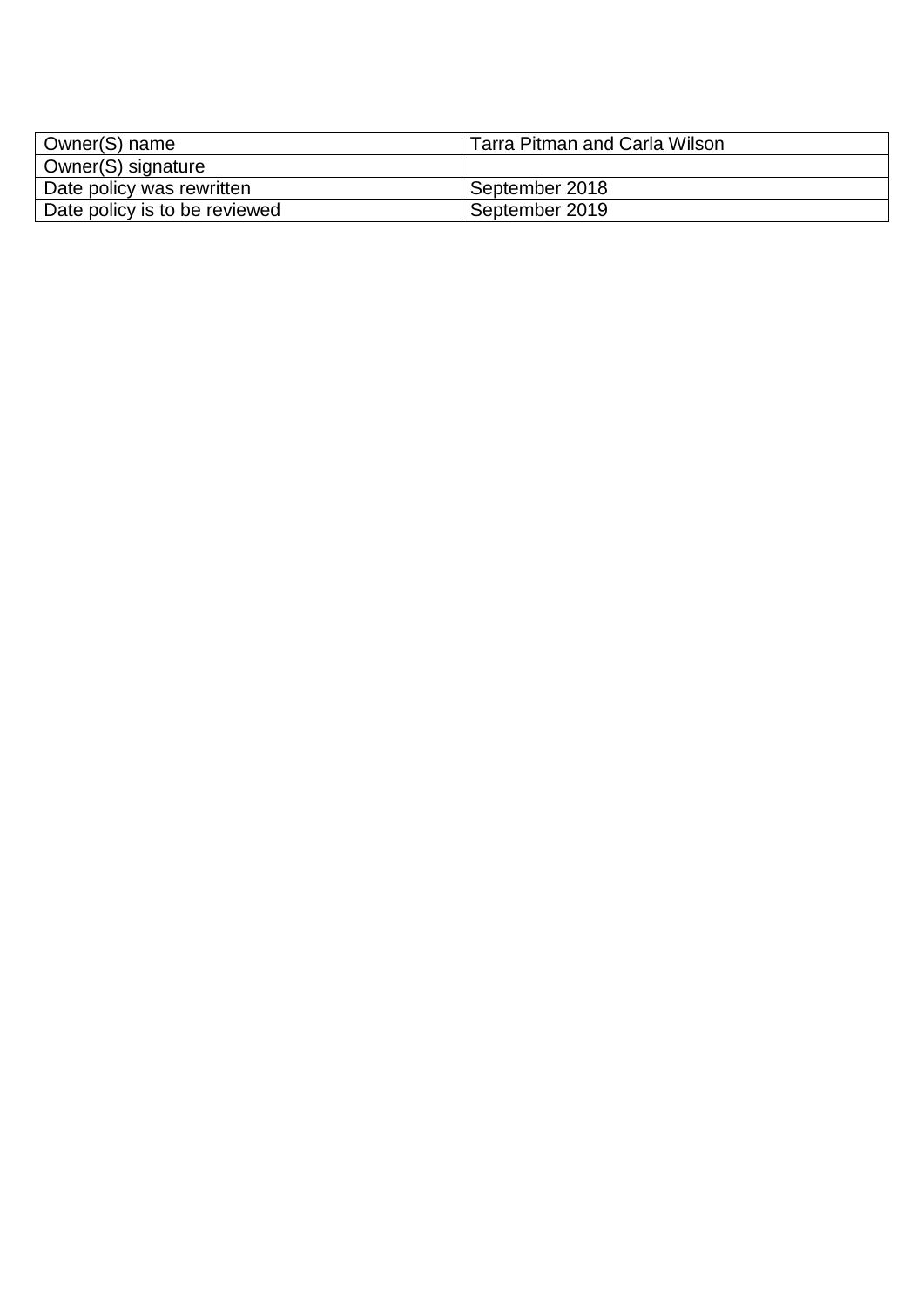| | |
|---|---|
| Owner(S) name | Tarra Pitman and Carla Wilson |
| Owner(S) signature | |
| Date policy was rewritten | September 2018 |
| Date policy is to be reviewed | September 2019 |